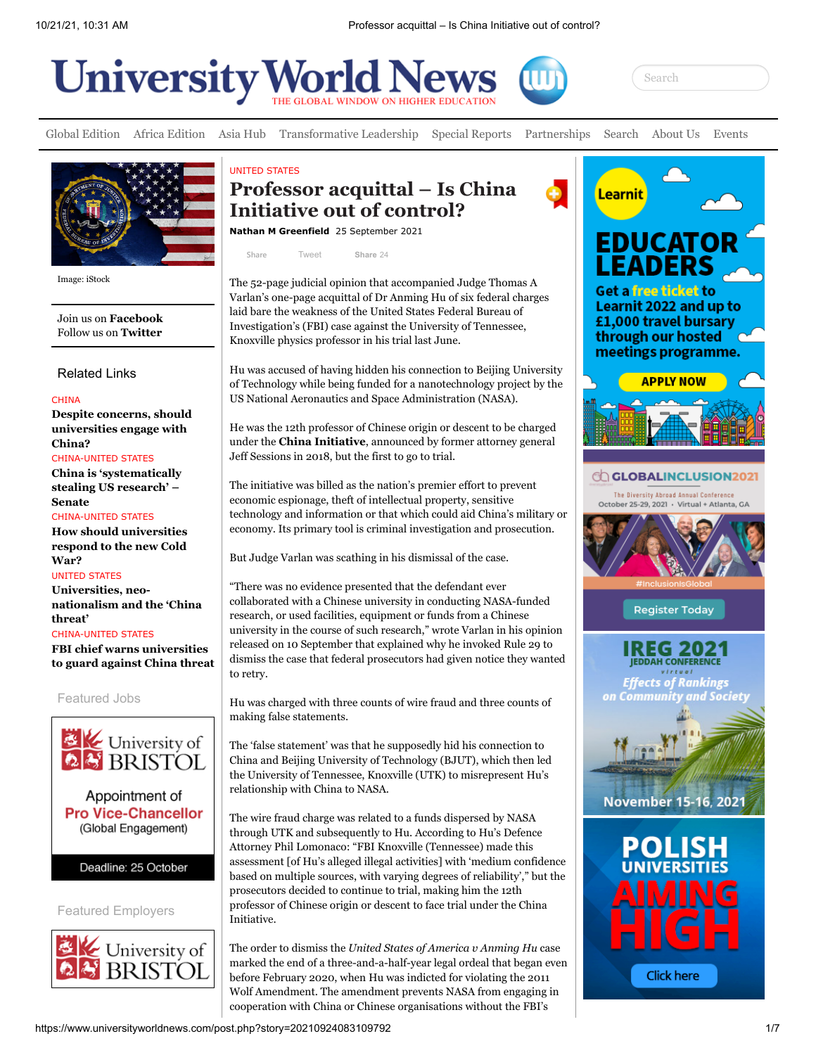UNITED STATES

# Professor acquittal – Is China Initiative out of control?

**Nathan M Greenfield** 25 September 2021

Image: iStock

The 52-page judicial opinion that accompanied Judge Thomas A Varlan's one-page acquittal of Dr Anming Hu of six federal charges laid bare the weakness of the United States Federal Bureau of Investigation's (FBI) case against the University of Tennessee, Knoxville physics professor in his trial last June.

Hu was accused of having hidden his connection to Beijing University of Technology while being funded for a nanotechnology project by the US National Aeronautics and Space Administration (NASA).

He was the 12th professor of Chinese origin or descent to be charged under the **China Initiative**, announced by former attorney general Jeff Sessions in 2018, but the first to go to trial.

The initiative was billed as the nation's premier effort to prevent economic espionage, theft of intellectual property, sensitive technology and information or that which could aid China's military or economy. Its primary tool is criminal investigation and prosecution.

But Judge Varlan was scathing in his dismissal of the case.

"There was no evidence presented that the defendant ever collaborated with a Chinese university in conducting NASA-funded research, or used facilities, equipment or funds from a Chinese university in the course of such research," wrote Varlan in his opinion released on 10 September that explained why he invoked Rule 29 to dismiss the case that federal prosecutors had given notice they wanted to retry.

Hu was charged with three counts of wire fraud and three counts of making false statements.

The 'false statement' was that he supposedly hid his connection to China and Beijing University of Technology (BJUT), which then led the University of Tennessee, Knoxville (UTK) to misrepresent Hu's relationship with China to NASA.

The wire fraud charge was related to a funds dispersed by NASA through UTK and subsequently to Hu. According to Hu's Defence Attorney Phil Lomonaco: "FBI Knoxville (Tennessee) made this assessment [of Hu's alleged illegal activities] with 'medium confidence based on multiple sources, with varying degrees of reliability'," but the prosecutors decided to continue to trial, making him the 12th professor of Chinese origin or descent to face trial under the China Initiative.

The order to dismiss the *United States of America v Anming Hu* case marked the end of a three-and-a-half-year legal ordeal that began even before February 2020, when Hu was indicted for violating the 2011 Wolf Amendment. The amendment prevents NASA from engaging in cooperation with China or Chinese organisations without the FBI's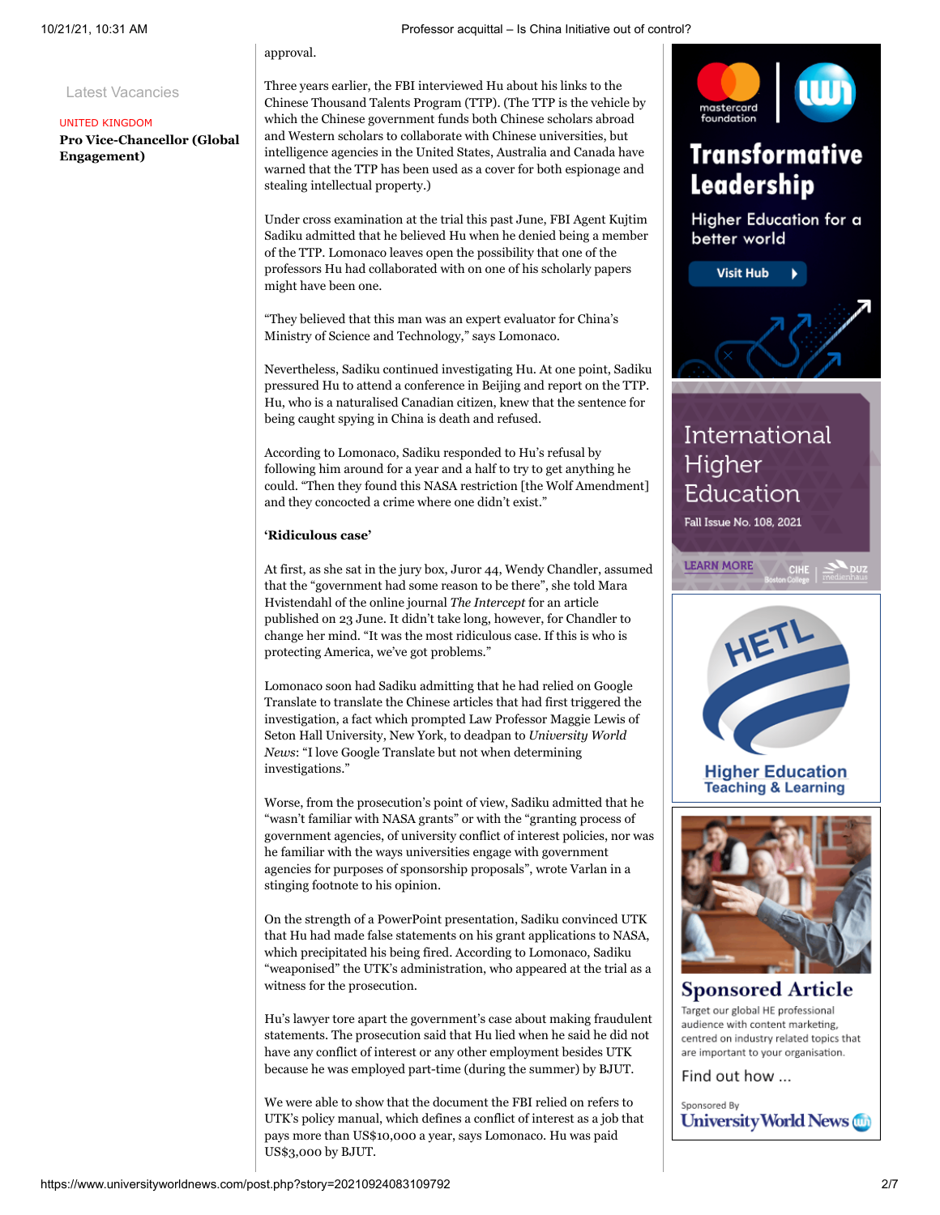approval.

Three years earlier, the FBI interviewed Hu about his links to the Chinese Thousand Talents Program (TTP). (The TTP is the vehicle by which the Chinese government funds both Chinese scholars abroad and Western scholars to collaborate with Chinese universities, but intelligence agencies in the United States, Australia and Canada have warned that the TTP has been used as a cover for both espionage and stealing intellectual property.)

Under cross examination at the trial this past June, FBI Agent Kujtim Sadiku admitted that he believed Hu when he denied being a member of the TTP. Lomonaco leaves open the possibility that one of the professors Hu had collaborated with on one of his scholarly papers might have been one.

"They believed that this man was an expert evaluator for China's Ministry of Science and Technology," says Lomonaco.

Nevertheless, Sadiku continued investigating Hu. At one point, Sadiku pressured Hu to attend a conference in Beijing and report on the TTP. Hu, who is a naturalised Canadian citizen, knew that the sentence for being caught spying in China is death and refused.

According to Lomonaco, Sadiku responded to Hu's refusal by following him around for a year and a half to try to get anything he could. "Then they found this NASA restriction [the Wolf Amendment] and they concocted a crime where one didn't exist."

**'Ridiculous case'**

At first, as she sat in the jury box, Juror 44, Wendy Chandler, assumed that the "government had some reason to be there", she told Mara Hvistendahl of the online journal *The Intercept* for an article published on 23 June. It didn't take long, however, for Chandler to change her mind. "It was the most ridiculous case. If this is who is protecting America, we've got problems."

Lomonaco soon had Sadiku admitting that he had relied on Google Translate to translate the Chinese articles that had first triggered the investigation, a fact which prompted Law Professor Maggie Lewis of Seton Hall University, New York, to deadpan to *University World News*: "I love Google Translate but not when determining investigations."

Worse, from the prosecution's point of view, Sadiku admitted that he "wasn't familiar with NASA grants" or with the "granting process of government agencies, of university conflict of interest policies, nor was he familiar with the ways universities engage with government agencies for purposes of sponsorship proposals", wrote Varlan in a stinging footnote to his opinion.

On the strength of a PowerPoint presentation, Sadiku convinced UTK that Hu had made false statements on his grant applications to NASA, which precipitated his being fired. According to Lomonaco, Sadiku "weaponised" the UTK's administration, who appeared at the trial as a witness for the prosecution.

Hu's lawyer tore apart the government's case about making fraudulent statements. The prosecution said that Hu lied when he said he did not have any conflict of interest or any other employment besides UTK because he was employed part-time (during the summer) by BJUT.

We were able to show that the document the FBI relied on refers to UTK's policy manual, which defines a conflict of interest as a job that pays more than US$10,000 a year, says Lomonaco. Hu was paid US$3,000 by BJUT.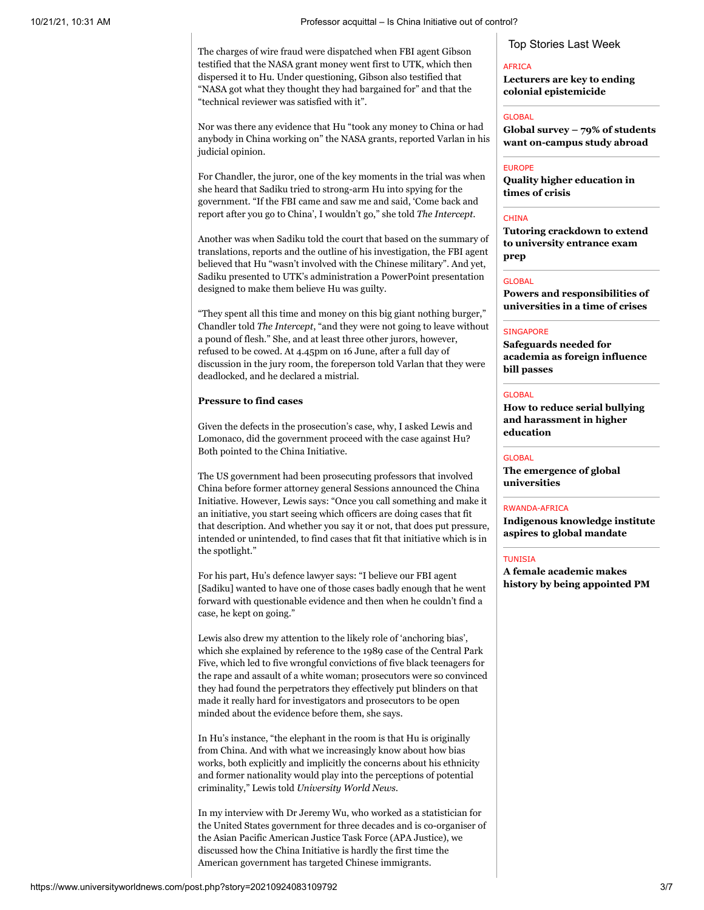The charges of wire fraud were dispatched when FBI agent Gibson testified that the NASA grant money went first to UTK, which then dispersed it to Hu. Under questioning, Gibson also testified that "NASA got what they thought they had bargained for" and that the "technical reviewer was satisfied with it".

Nor was there any evidence that Hu "took any money to China or had anybody in China working on" the NASA grants, reported Varlan in his judicial opinion.

For Chandler, the juror, one of the key moments in the trial was when she heard that Sadiku tried to strong-arm Hu into spying for the government. "If the FBI came and saw me and said, 'Come back and report after you go to China', I wouldn't go," she told *The Intercept*.

Another was when Sadiku told the court that based on the summary of translations, reports and the outline of his investigation, the FBI agent believed that Hu "wasn't involved with the Chinese military". And yet, Sadiku presented to UTK's administration a PowerPoint presentation designed to make them believe Hu was guilty.

"They spent all this time and money on this big giant nothing burger," Chandler told *The Intercept*, "and they were not going to leave without a pound of flesh." She, and at least three other jurors, however, refused to be cowed. At 4.45pm on 16 June, after a full day of discussion in the jury room, the foreperson told Varlan that they were deadlocked, and he declared a mistrial.

**Pressure to find cases**

Given the defects in the prosecution's case, why, I asked Lewis and Lomonaco, did the government proceed with the case against Hu? Both pointed to the China Initiative.

The US government had been prosecuting professors that involved China before former attorney general Sessions announced the China Initiative. However, Lewis says: "Once you call something and make it an initiative, you start seeing which officers are doing cases that fit that description. And whether you say it or not, that does put pressure, intended or unintended, to find cases that fit that initiative which is in the spotlight."

For his part, Hu's defence lawyer says: "I believe our FBI agent [Sadiku] wanted to have one of those cases badly enough that he went forward with questionable evidence and then when he couldn't find a case, he kept on going."

Lewis also drew my attention to the likely role of 'anchoring bias', which she explained by reference to the 1989 case of the Central Park Five, which led to five wrongful convictions of five black teenagers for the rape and assault of a white woman; prosecutors were so convinced they had found the perpetrators they effectively put blinders on that made it really hard for investigators and prosecutors to be open minded about the evidence before them, she says.

In Hu's instance, "the elephant in the room is that Hu is originally from China. And with what we increasingly know about how bias works, both explicitly and implicitly the concerns about his ethnicity and former nationality would play into the perceptions of potential criminality," Lewis told *University World News*.

In my interview with Dr Jeremy Wu, who worked as a statistician for the United States government for three decades and is co-organiser of the Asian Pacific American Justice Task Force (APA Justice), we discussed how the China Initiative is hardly the first time the American government has targeted Chinese immigrants.

Top Stories Last Week

AFRICA
**Lecturers are key to ending colonial epistemicide**

GLOBAL
**Global survey – 79% of students want on-campus study abroad**

EUROPE
**Quality higher education in times of crisis**

CHINA
**Tutoring crackdown to extend to university entrance exam prep**

GLOBAL
**Powers and responsibilities of universities in a time of crises**

SINGAPORE
**Safeguards needed for academia as foreign influence bill passes**

GLOBAL
**How to reduce serial bullying and harassment in higher education**

GLOBAL
**The emergence of global universities**

RWANDA-AFRICA
**Indigenous knowledge institute aspires to global mandate**

TUNISIA
**A female academic makes history by being appointed PM**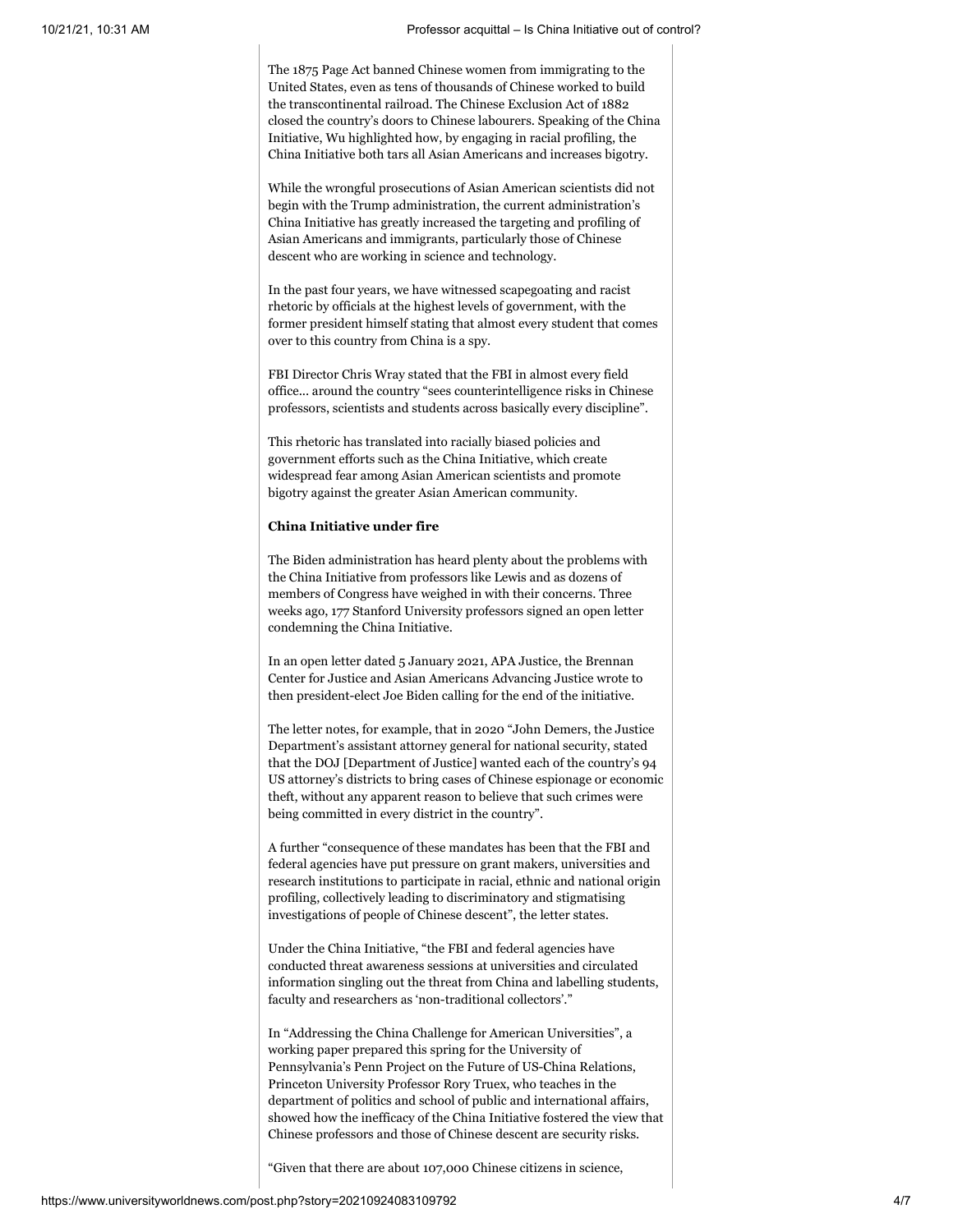The 1875 Page Act banned Chinese women from immigrating to the United States, even as tens of thousands of Chinese worked to build the transcontinental railroad. The Chinese Exclusion Act of 1882 closed the country's doors to Chinese labourers. Speaking of the China Initiative, Wu highlighted how, by engaging in racial profiling, the China Initiative both tars all Asian Americans and increases bigotry.

While the wrongful prosecutions of Asian American scientists did not begin with the Trump administration, the current administration's China Initiative has greatly increased the targeting and profiling of Asian Americans and immigrants, particularly those of Chinese descent who are working in science and technology.

In the past four years, we have witnessed scapegoating and racist rhetoric by officials at the highest levels of government, with the former president himself stating that almost every student that comes over to this country from China is a spy.

FBI Director Chris Wray stated that the FBI in almost every field office... around the country "sees counterintelligence risks in Chinese professors, scientists and students across basically every discipline".

This rhetoric has translated into racially biased policies and government efforts such as the China Initiative, which create widespread fear among Asian American scientists and promote bigotry against the greater Asian American community.

**China Initiative under fire**

The Biden administration has heard plenty about the problems with the China Initiative from professors like Lewis and as dozens of members of Congress have weighed in with their concerns. Three weeks ago, 177 Stanford University professors signed an open letter condemning the China Initiative.

In an open letter dated 5 January 2021, APA Justice, the Brennan Center for Justice and Asian Americans Advancing Justice wrote to then president-elect Joe Biden calling for the end of the initiative.

The letter notes, for example, that in 2020 "John Demers, the Justice Department's assistant attorney general for national security, stated that the DOJ [Department of Justice] wanted each of the country's 94 US attorney's districts to bring cases of Chinese espionage or economic theft, without any apparent reason to believe that such crimes were being committed in every district in the country".

A further "consequence of these mandates has been that the FBI and federal agencies have put pressure on grant makers, universities and research institutions to participate in racial, ethnic and national origin profiling, collectively leading to discriminatory and stigmatising investigations of people of Chinese descent", the letter states.

Under the China Initiative, "the FBI and federal agencies have conducted threat awareness sessions at universities and circulated information singling out the threat from China and labelling students, faculty and researchers as 'non-traditional collectors'."

In "Addressing the China Challenge for American Universities", a working paper prepared this spring for the University of Pennsylvania's Penn Project on the Future of US-China Relations, Princeton University Professor Rory Truex, who teaches in the department of politics and school of public and international affairs, showed how the inefficacy of the China Initiative fostered the view that Chinese professors and those of Chinese descent are security risks.

"Given that there are about 107,000 Chinese citizens in science,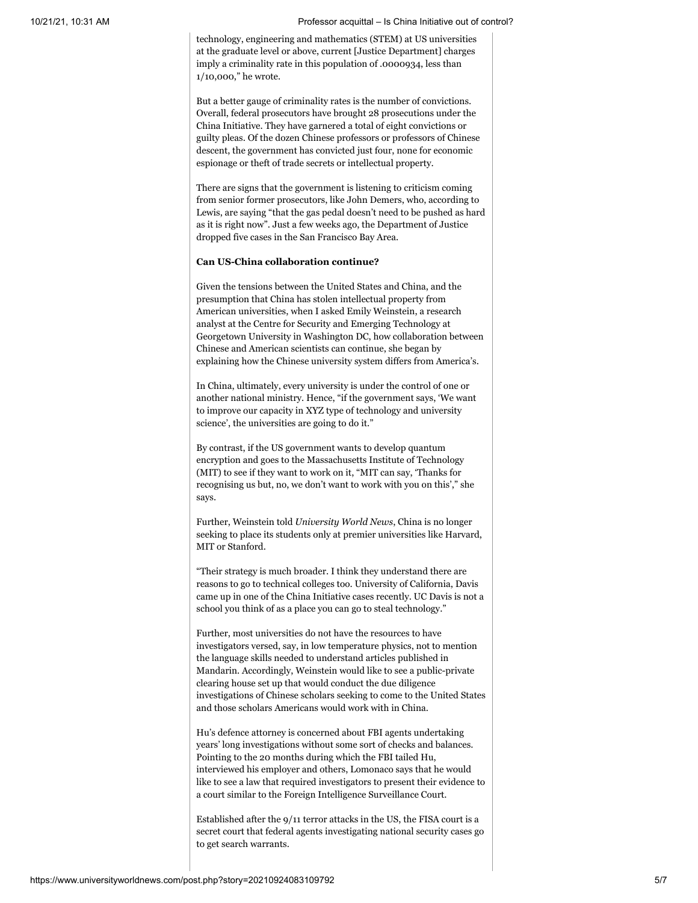technology, engineering and mathematics (STEM) at US universities at the graduate level or above, current [Justice Department] charges imply a criminality rate in this population of .0000934, less than 1/10,000," he wrote.

But a better gauge of criminality rates is the number of convictions. Overall, federal prosecutors have brought 28 prosecutions under the China Initiative. They have garnered a total of eight convictions or guilty pleas. Of the dozen Chinese professors or professors of Chinese descent, the government has convicted just four, none for economic espionage or theft of trade secrets or intellectual property.

There are signs that the government is listening to criticism coming from senior former prosecutors, like John Demers, who, according to Lewis, are saying "that the gas pedal doesn't need to be pushed as hard as it is right now". Just a few weeks ago, the Department of Justice dropped five cases in the San Francisco Bay Area.

**Can US-China collaboration continue?**

Given the tensions between the United States and China, and the presumption that China has stolen intellectual property from American universities, when I asked Emily Weinstein, a research analyst at the Centre for Security and Emerging Technology at Georgetown University in Washington DC, how collaboration between Chinese and American scientists can continue, she began by explaining how the Chinese university system differs from America's.

In China, ultimately, every university is under the control of one or another national ministry. Hence, "if the government says, 'We want to improve our capacity in XYZ type of technology and university science', the universities are going to do it."

By contrast, if the US government wants to develop quantum encryption and goes to the Massachusetts Institute of Technology (MIT) to see if they want to work on it, "MIT can say, 'Thanks for recognising us but, no, we don't want to work with you on this'," she says.

Further, Weinstein told *University World News*, China is no longer seeking to place its students only at premier universities like Harvard, MIT or Stanford.

"Their strategy is much broader. I think they understand there are reasons to go to technical colleges too. University of California, Davis came up in one of the China Initiative cases recently. UC Davis is not a school you think of as a place you can go to steal technology."

Further, most universities do not have the resources to have investigators versed, say, in low temperature physics, not to mention the language skills needed to understand articles published in Mandarin. Accordingly, Weinstein would like to see a public-private clearing house set up that would conduct the due diligence investigations of Chinese scholars seeking to come to the United States and those scholars Americans would work with in China.

Hu's defence attorney is concerned about FBI agents undertaking years' long investigations without some sort of checks and balances. Pointing to the 20 months during which the FBI tailed Hu, interviewed his employer and others, Lomonaco says that he would like to see a law that required investigators to present their evidence to a court similar to the Foreign Intelligence Surveillance Court.

Established after the 9/11 terror attacks in the US, the FISA court is a secret court that federal agents investigating national security cases go to get search warrants.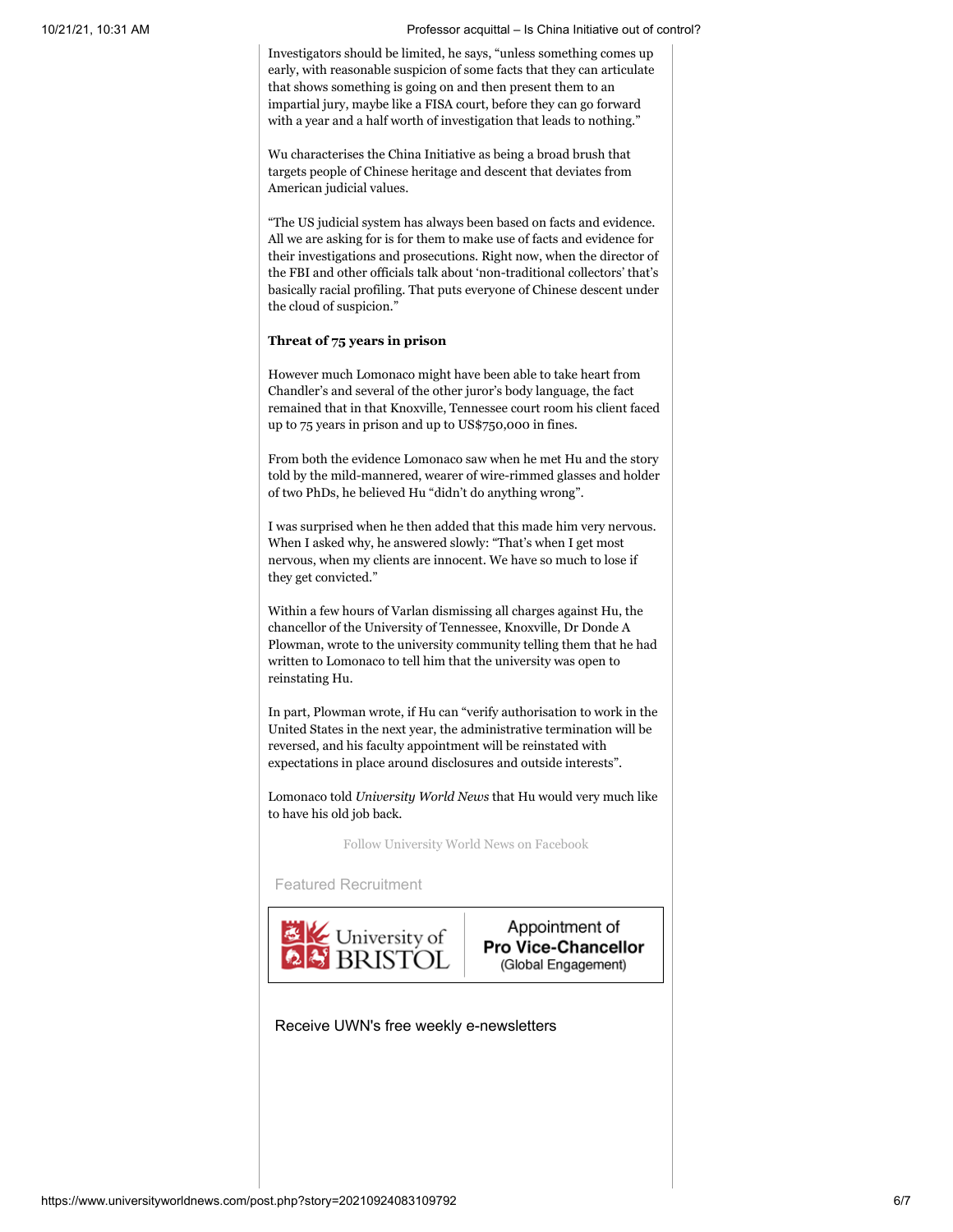Investigators should be limited, he says, "unless something comes up early, with reasonable suspicion of some facts that they can articulate that shows something is going on and then present them to an impartial jury, maybe like a FISA court, before they can go forward with a year and a half worth of investigation that leads to nothing."

Wu characterises the China Initiative as being a broad brush that targets people of Chinese heritage and descent that deviates from American judicial values.

"The US judicial system has always been based on facts and evidence. All we are asking for is for them to make use of facts and evidence for their investigations and prosecutions. Right now, when the director of the FBI and other officials talk about 'non-traditional collectors' that's basically racial profiling. That puts everyone of Chinese descent under the cloud of suspicion."

**Threat of 75 years in prison**

However much Lomonaco might have been able to take heart from Chandler's and several of the other juror's body language, the fact remained that in that Knoxville, Tennessee court room his client faced up to 75 years in prison and up to US$750,000 in fines.

From both the evidence Lomonaco saw when he met Hu and the story told by the mild-mannered, wearer of wire-rimmed glasses and holder of two PhDs, he believed Hu "didn't do anything wrong".

I was surprised when he then added that this made him very nervous. When I asked why, he answered slowly: "That's when I get most nervous, when my clients are innocent. We have so much to lose if they get convicted."

Within a few hours of Varlan dismissing all charges against Hu, the chancellor of the University of Tennessee, Knoxville, Dr Donde A Plowman, wrote to the university community telling them that he had written to Lomonaco to tell him that the university was open to reinstating Hu.

In part, Plowman wrote, if Hu can "verify authorisation to work in the United States in the next year, the administrative termination will be reversed, and his faculty appointment will be reinstated with expectations in place around disclosures and outside interests".

Lomonaco told *University World News* that Hu would very much like to have his old job back.

Follow University World News on Facebook

Featured Recruitment

University of Bristol — Appointment of **Pro Vice-Chancellor** (Global Engagement)

Receive UWN's free weekly e-newsletters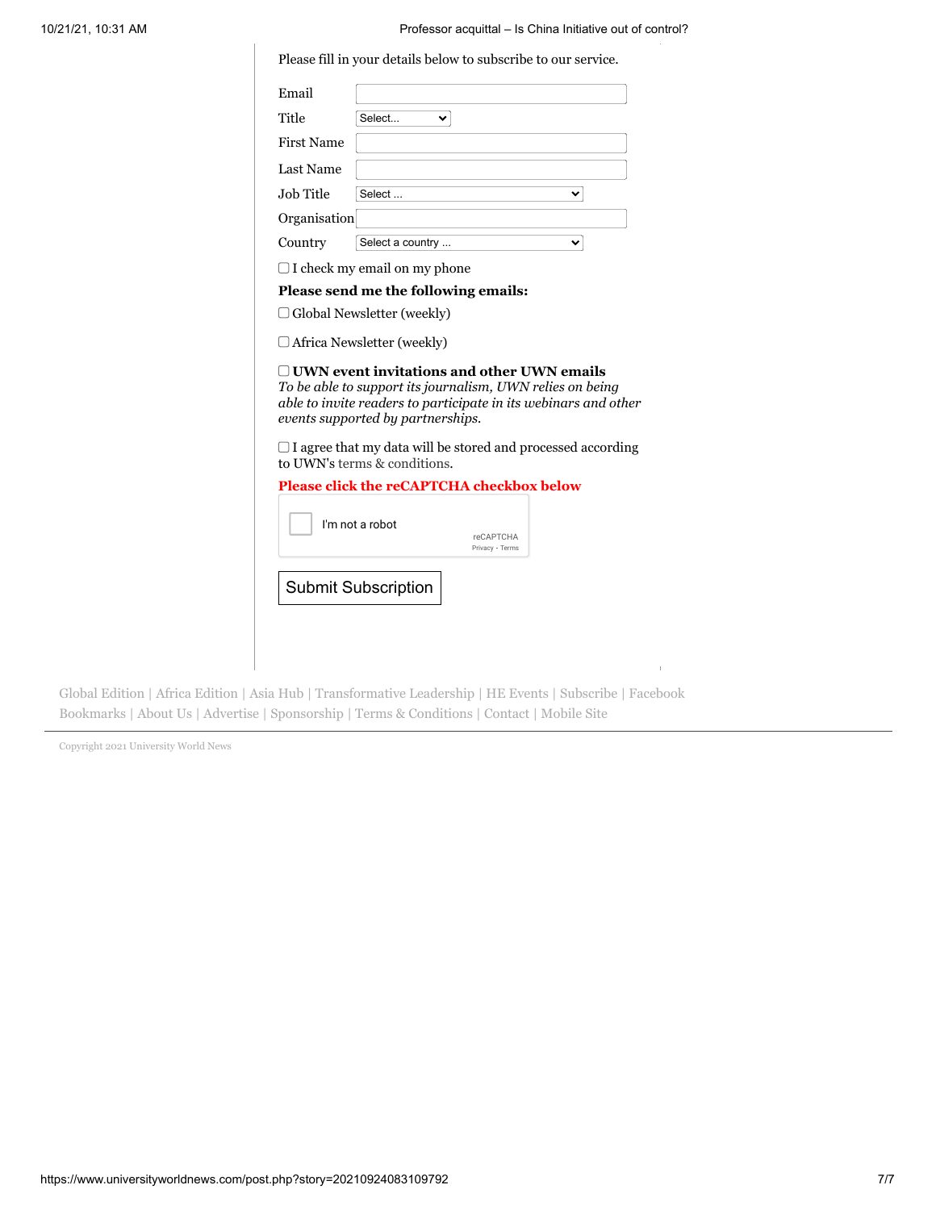Please fill in your details below to subscribe to our service.

Email

Title Select...

First Name

Last Name

Job Title Select ...

Organisation

Country Select a country ...

☐ I check my email on my phone

**Please send me the following emails:**

☐ Global Newsletter (weekly)

☐ Africa Newsletter (weekly)

☐ **UWN event invitations and other UWN emails**
*To be able to support its journalism, UWN relies on being able to invite readers to participate in its webinars and other events supported by partnerships.*

☐ I agree that my data will be stored and processed according to UWN's terms & conditions.

**Please click the reCAPTCHA checkbox below**

I'm not a robot

reCAPTCHA
Privacy - Terms

Submit Subscription

Global Edition | Africa Edition | Asia Hub | Transformative Leadership | HE Events | Subscribe | Facebook
Bookmarks | About Us | Advertise | Sponsorship | Terms & Conditions | Contact | Mobile Site

Copyright 2021 University World News